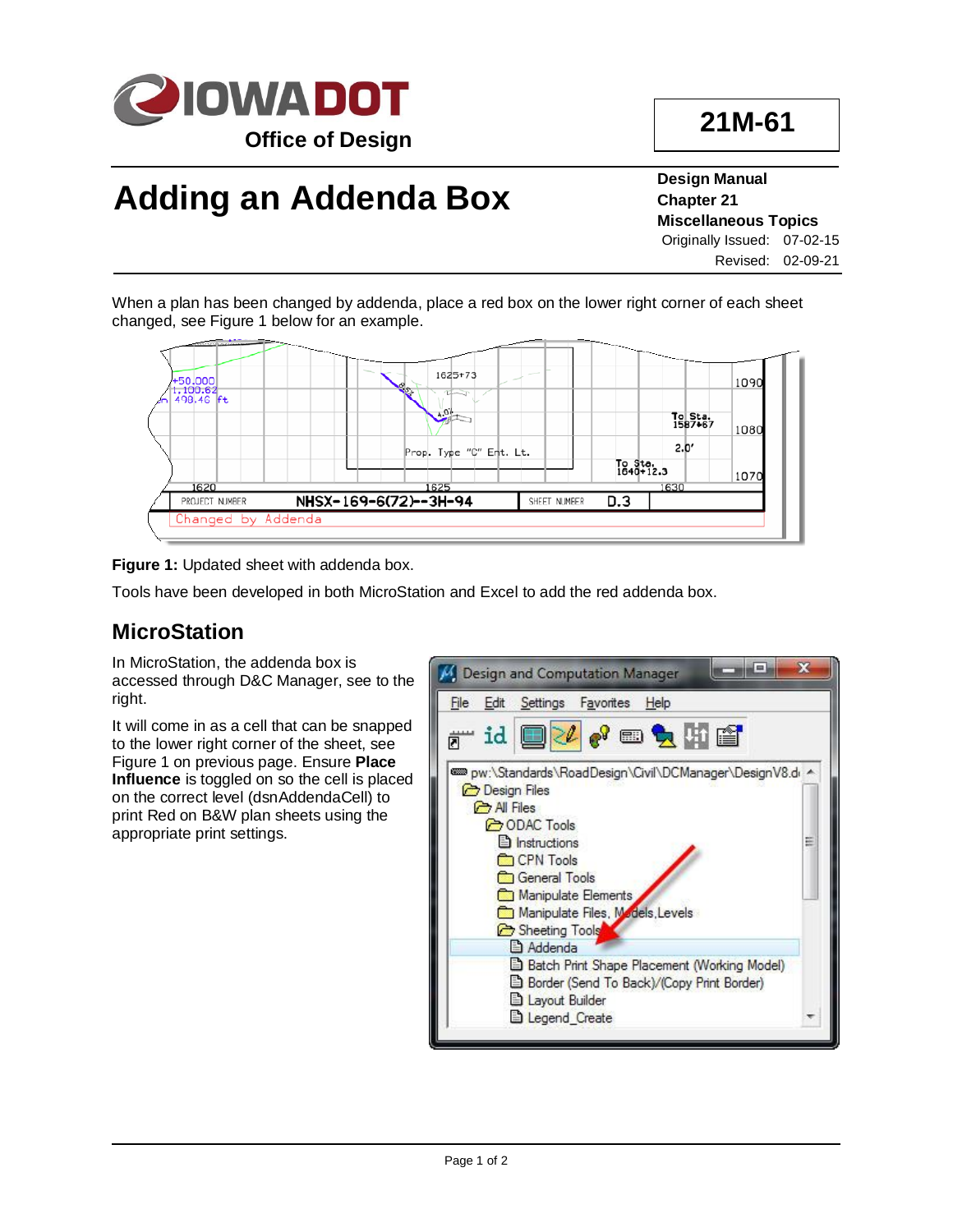# IOWA DOT

Office of Design

**21M-61**

# Adding an Addenda Box

**Design Manual**
**Chapter 21**
**Miscellaneous Topics**

Originally Issued: 07-02-15
Revised: 02-09-21

When a plan has been changed by addenda, place a red box on the lower right corner of each sheet changed, see Figure 1 below for an example.

**Figure 1:** Updated sheet with addenda box.

Tools have been developed in both MicroStation and Excel to add the red addenda box.

## MicroStation

In MicroStation, the addenda box is accessed through D&C Manager, see to the right.

It will come in as a cell that can be snapped to the lower right corner of the sheet, see Figure 1 on previous page. Ensure **Place Influence** is toggled on so the cell is placed on the correct level (dsnAddendaCell) to print Red on B&W plan sheets using the appropriate print settings.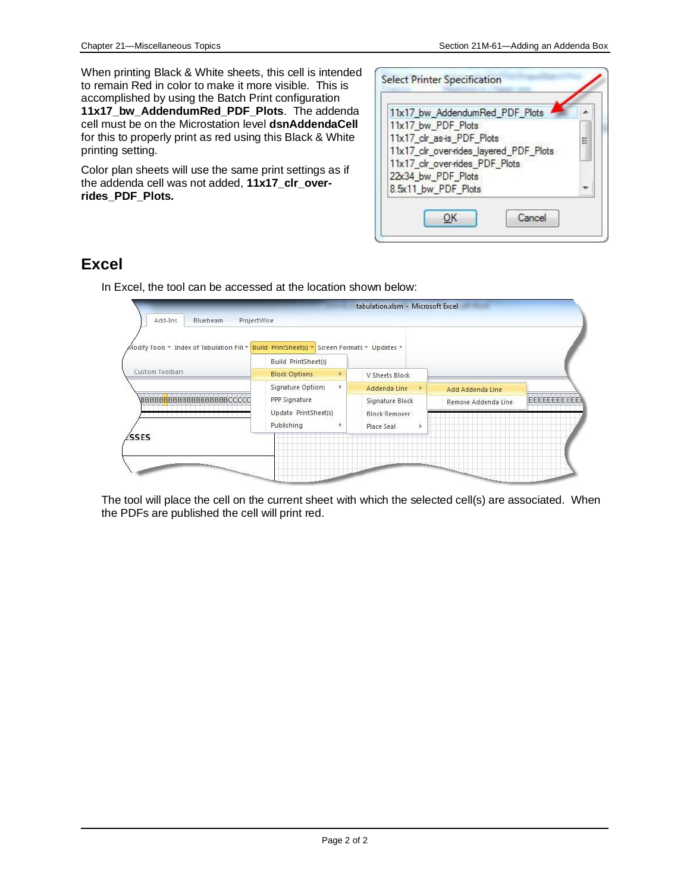When printing Black & White sheets, this cell is intended to remain Red in color to make it more visible. This is accomplished by using the Batch Print configuration **11x17_bw_AddendumRed_PDF_Plots**. The addenda cell must be on the Microstation level **dsnAddendaCell** for this to properly print as red using this Black & White printing setting.

Color plan sheets will use the same print settings as if the addenda cell was not added, **11x17_clr_over-rides_PDF_Plots.**

## Excel

In Excel, the tool can be accessed at the location shown below:

The tool will place the cell on the current sheet with which the selected cell(s) are associated. When the PDFs are published the cell will print red.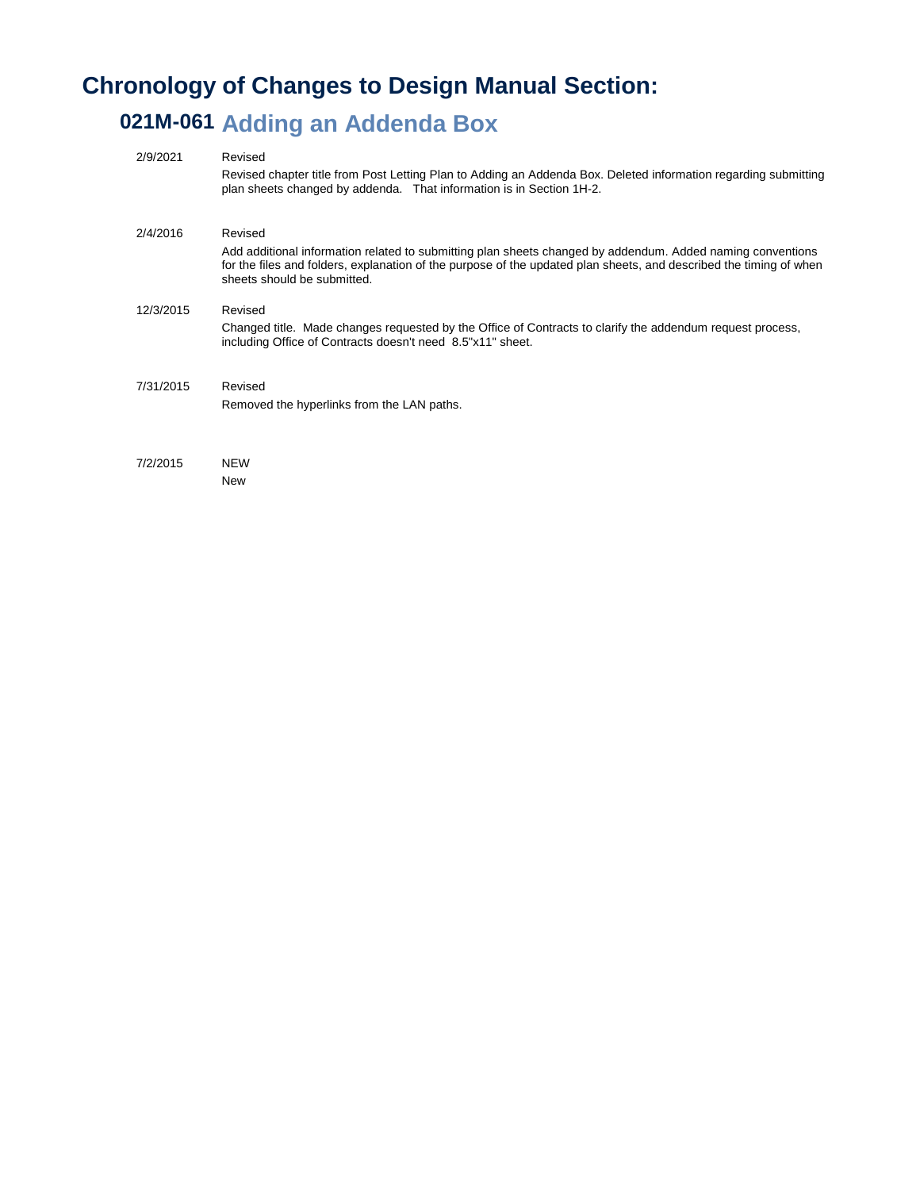# Chronology of Changes to Design Manual Section:

## 021M-061 Adding an Addenda Box

2/9/2021 Revised

Revised chapter title from Post Letting Plan to Adding an Addenda Box. Deleted information regarding submitting plan sheets changed by addenda. That information is in Section 1H-2.

2/4/2016 Revised

Add additional information related to submitting plan sheets changed by addendum. Added naming conventions for the files and folders, explanation of the purpose of the updated plan sheets, and described the timing of when sheets should be submitted.

12/3/2015 Revised

Changed title. Made changes requested by the Office of Contracts to clarify the addendum request process, including Office of Contracts doesn't need 8.5"x11" sheet.

7/31/2015 Revised

Removed the hyperlinks from the LAN paths.

7/2/2015 NEW

New